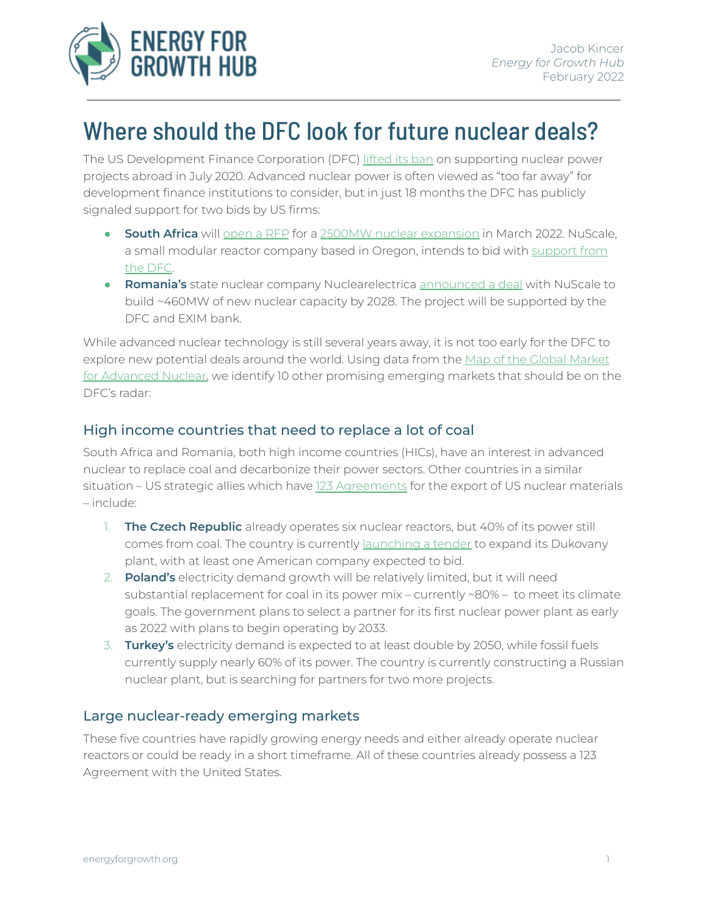Jacob Kincer
*Energy for Growth Hub*
February 2022

# Where should the DFC look for future nuclear deals?

The US Development Finance Corporation (DFC) lifted its ban on supporting nuclear power projects abroad in July 2020. Advanced nuclear power is often viewed as "too far away" for development finance institutions to consider, but in just 18 months the DFC has publicly signaled support for two bids by US firms:

- **South Africa** will open a RFP for a 2500MW nuclear expansion in March 2022. NuScale, a small modular reactor company based in Oregon, intends to bid with support from the DFC.
- **Romania's** state nuclear company Nuclearelectrica announced a deal with NuScale to build ~460MW of new nuclear capacity by 2028. The project will be supported by the DFC and EXIM bank.

While advanced nuclear technology is still several years away, it is not too early for the DFC to explore new potential deals around the world. Using data from the Map of the Global Market for Advanced Nuclear, we identify 10 other promising emerging markets that should be on the DFC's radar:

## High income countries that need to replace a lot of coal

South Africa and Romania, both high income countries (HICs), have an interest in advanced nuclear to replace coal and decarbonize their power sectors. Other countries in a similar situation – US strategic allies which have 123 Agreements for the export of US nuclear materials – include:

1. **The Czech Republic** already operates six nuclear reactors, but 40% of its power still comes from coal. The country is currently launching a tender to expand its Dukovany plant, with at least one American company expected to bid.
2. **Poland's** electricity demand growth will be relatively limited, but it will need substantial replacement for coal in its power mix – currently ~80% – to meet its climate goals. The government plans to select a partner for its first nuclear power plant as early as 2022 with plans to begin operating by 2033.
3. **Turkey's** electricity demand is expected to at least double by 2050, while fossil fuels currently supply nearly 60% of its power. The country is currently constructing a Russian nuclear plant, but is searching for partners for two more projects.

## Large nuclear-ready emerging markets

These five countries have rapidly growing energy needs and either already operate nuclear reactors or could be ready in a short timeframe. All of these countries already possess a 123 Agreement with the United States.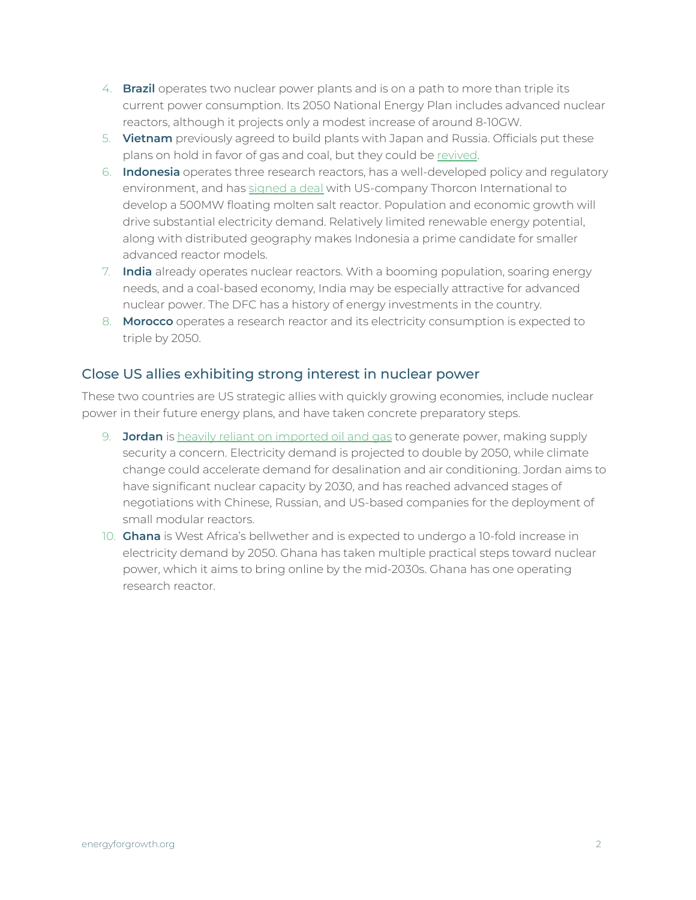4. **Brazil** operates two nuclear power plants and is on a path to more than triple its current power consumption. Its 2050 National Energy Plan includes advanced nuclear reactors, although it projects only a modest increase of around 8-10GW.
5. **Vietnam** previously agreed to build plants with Japan and Russia. Officials put these plans on hold in favor of gas and coal, but they could be revived.
6. **Indonesia** operates three research reactors, has a well-developed policy and regulatory environment, and has signed a deal with US-company Thorcon International to develop a 500MW floating molten salt reactor. Population and economic growth will drive substantial electricity demand. Relatively limited renewable energy potential, along with distributed geography makes Indonesia a prime candidate for smaller advanced reactor models.
7. **India** already operates nuclear reactors. With a booming population, soaring energy needs, and a coal-based economy, India may be especially attractive for advanced nuclear power. The DFC has a history of energy investments in the country.
8. **Morocco** operates a research reactor and its electricity consumption is expected to triple by 2050.

## Close US allies exhibiting strong interest in nuclear power

These two countries are US strategic allies with quickly growing economies, include nuclear power in their future energy plans, and have taken concrete preparatory steps.

9. **Jordan** is heavily reliant on imported oil and gas to generate power, making supply security a concern. Electricity demand is projected to double by 2050, while climate change could accelerate demand for desalination and air conditioning. Jordan aims to have significant nuclear capacity by 2030, and has reached advanced stages of negotiations with Chinese, Russian, and US-based companies for the deployment of small modular reactors.
10. **Ghana** is West Africa's bellwether and is expected to undergo a 10-fold increase in electricity demand by 2050. Ghana has taken multiple practical steps toward nuclear power, which it aims to bring online by the mid-2030s. Ghana has one operating research reactor.